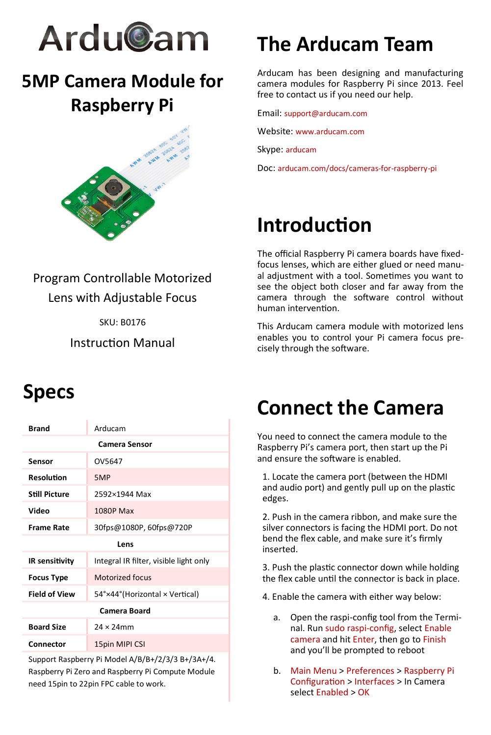# ArduCam

# 5MP Camera Module for Raspberry Pi

Program Controllable Motorized Lens with Adjustable Focus

SKU: B0176

Instruction Manual

## Specs

| Brand | Arducam |
|---|---|
| **Camera Sensor** | |
| **Sensor** | OV5647 |
| **Resolution** | 5MP |
| **Still Picture** | 2592×1944 Max |
| **Video** | 1080P Max |
| **Frame Rate** | 30fps@1080P, 60fps@720P |
| **Lens** | |
| **IR sensitivity** | Integral IR filter, visible light only |
| **Focus Type** | Motorized focus |
| **Field of View** | 54°×44°(Horizontal × Vertical) |
| **Camera Board** | |
| **Board Size** | 24 × 24mm |
| **Connector** | 15pin MIPI CSI |

Support Raspberry Pi Model A/B/B+/2/3/3 B+/3A+/4. Raspberry Pi Zero and Raspberry Pi Compute Module need 15pin to 22pin FPC cable to work.

# The Arducam Team

Arducam has been designing and manufacturing camera modules for Raspberry Pi since 2013. Feel free to contact us if you need our help.

Email: support@arducam.com

Website: www.arducam.com

Skype: arducam

Doc: arducam.com/docs/cameras-for-raspberry-pi

# Introduction

The official Raspberry Pi camera boards have fixed-focus lenses, which are either glued or need manual adjustment with a tool. Sometimes you want to see the object both closer and far away from the camera through the software control without human intervention.

This Arducam camera module with motorized lens enables you to control your Pi camera focus precisely through the software.

# Connect the Camera

You need to connect the camera module to the Raspberry Pi's camera port, then start up the Pi and ensure the software is enabled.

1. Locate the camera port (between the HDMI and audio port) and gently pull up on the plastic edges.

2. Push in the camera ribbon, and make sure the silver connectors is facing the HDMI port. Do not bend the flex cable, and make sure it's firmly inserted.

3. Push the plastic connector down while holding the flex cable until the connector is back in place.

4. Enable the camera with either way below:

   a. Open the raspi-config tool from the Terminal. Run sudo raspi-config, select Enable camera and hit Enter, then go to Finish and you'll be prompted to reboot

   b. Main Menu > Preferences > Raspberry Pi Configuration > Interfaces > In Camera select Enabled > OK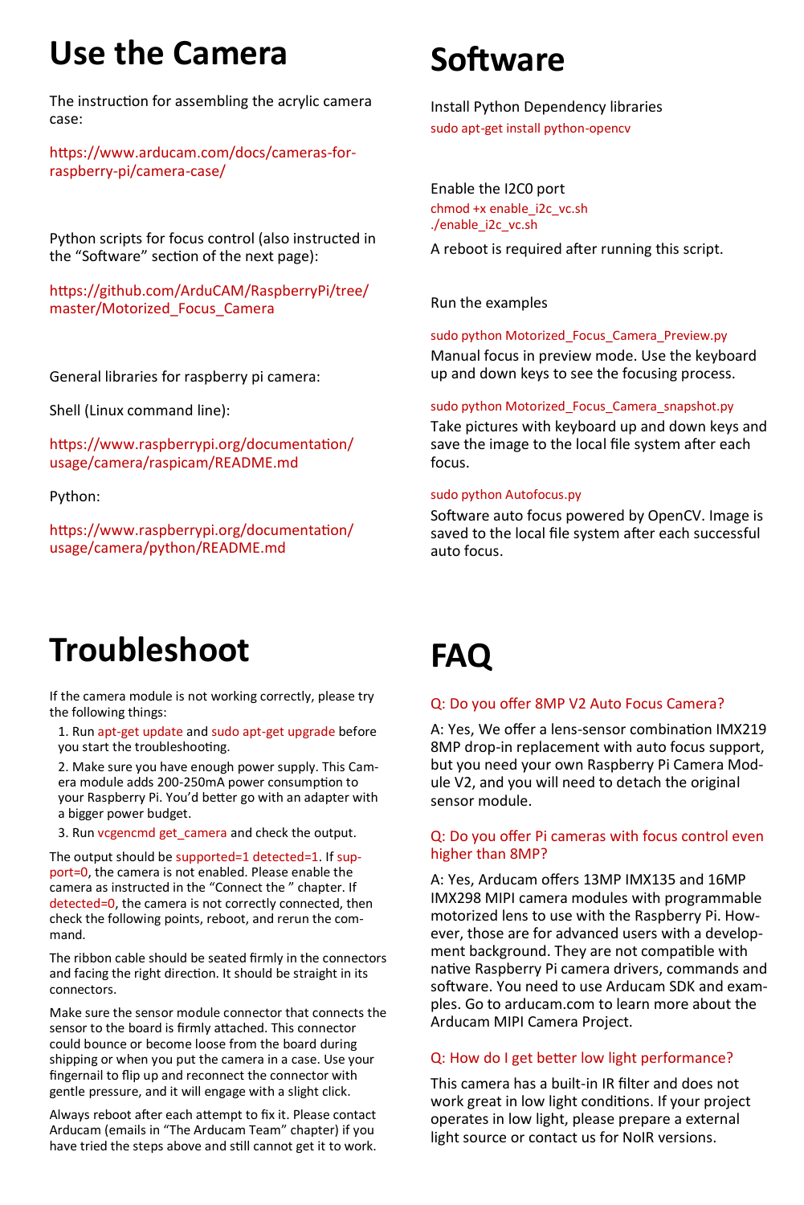# Use the Camera

The instruction for assembling the acrylic camera case:

https://www.arducam.com/docs/cameras-for-raspberry-pi/camera-case/

Python scripts for focus control (also instructed in the “Software” section of the next page):

https://github.com/ArduCAM/RaspberryPi/tree/master/Motorized_Focus_Camera

General libraries for raspberry pi camera:

Shell (Linux command line):

https://www.raspberrypi.org/documentation/usage/camera/raspicam/README.md

Python:

https://www.raspberrypi.org/documentation/usage/camera/python/README.md

# Software

Install Python Dependency libraries

```
sudo apt-get install python-opencv
```

Enable the I2C0 port

```
chmod +x enable_i2c_vc.sh
./enable_i2c_vc.sh
```

A reboot is required after running this script.

Run the examples

```
sudo python Motorized_Focus_Camera_Preview.py
```

Manual focus in preview mode. Use the keyboard up and down keys to see the focusing process.

```
sudo python Motorized_Focus_Camera_snapshot.py
```

Take pictures with keyboard up and down keys and save the image to the local file system after each focus.

```
sudo python Autofocus.py
```

Software auto focus powered by OpenCV. Image is saved to the local file system after each successful auto focus.

# Troubleshoot

If the camera module is not working correctly, please try the following things:

1. Run apt-get update and sudo apt-get upgrade before you start the troubleshooting.
2. Make sure you have enough power supply. This Camera module adds 200-250mA power consumption to your Raspberry Pi. You’d better go with an adapter with a bigger power budget.
3. Run vcgencmd get_camera and check the output.

The output should be supported=1 detected=1. If support=0, the camera is not enabled. Please enable the camera as instructed in the “Connect the ” chapter. If detected=0, the camera is not correctly connected, then check the following points, reboot, and rerun the command.

The ribbon cable should be seated firmly in the connectors and facing the right direction. It should be straight in its connectors.

Make sure the sensor module connector that connects the sensor to the board is firmly attached. This connector could bounce or become loose from the board during shipping or when you put the camera in a case. Use your fingernail to flip up and reconnect the connector with gentle pressure, and it will engage with a slight click.

Always reboot after each attempt to fix it. Please contact Arducam (emails in “The Arducam Team” chapter) if you have tried the steps above and still cannot get it to work.

# FAQ

Q: Do you offer 8MP V2 Auto Focus Camera?

A: Yes, We offer a lens-sensor combination IMX219 8MP drop-in replacement with auto focus support, but you need your own Raspberry Pi Camera Module V2, and you will need to detach the original sensor module.

Q: Do you offer Pi cameras with focus control even higher than 8MP?

A: Yes, Arducam offers 13MP IMX135 and 16MP IMX298 MIPI camera modules with programmable motorized lens to use with the Raspberry Pi. However, those are for advanced users with a development background. They are not compatible with native Raspberry Pi camera drivers, commands and software. You need to use Arducam SDK and examples. Go to arducam.com to learn more about the Arducam MIPI Camera Project.

Q: How do I get better low light performance?

This camera has a built-in IR filter and does not work great in low light conditions. If your project operates in low light, please prepare a external light source or contact us for NoIR versions.